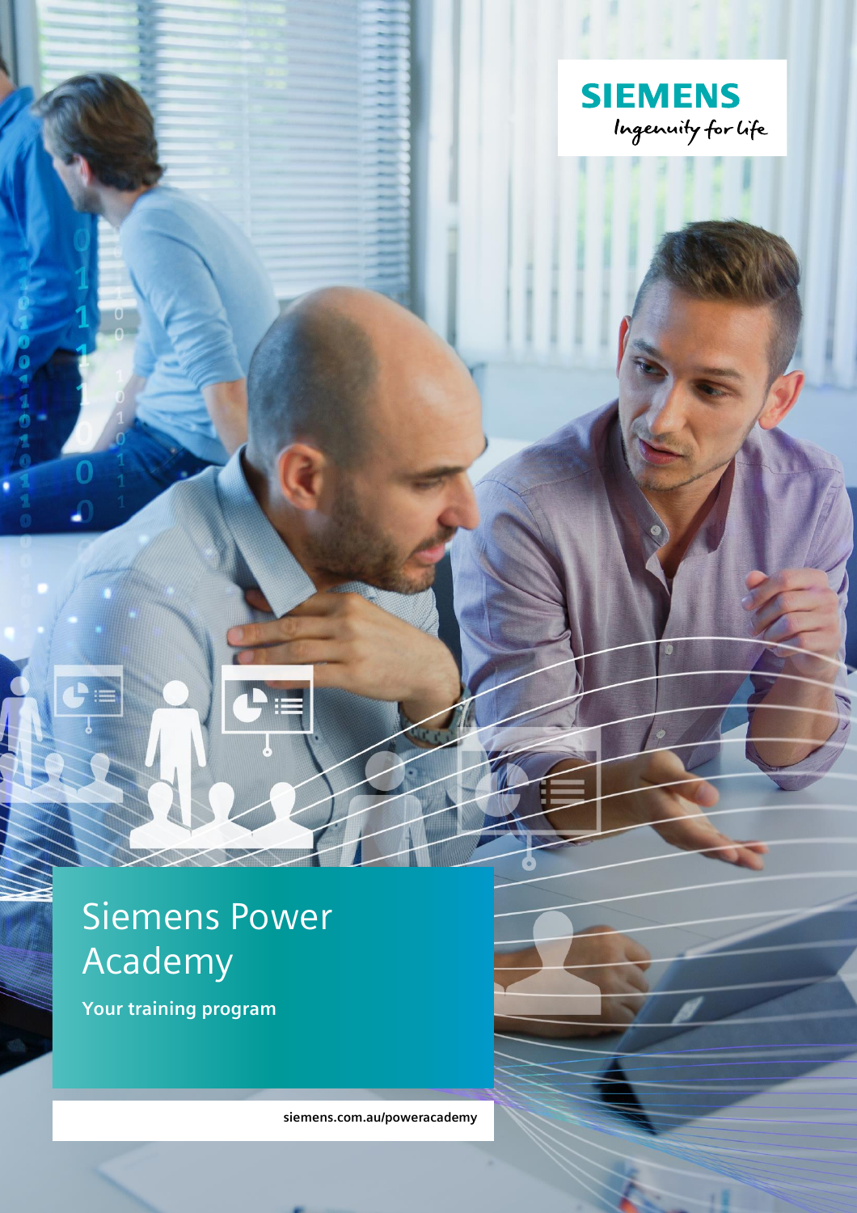SIEMENS

Ingenuity for life

# Siemens Power Academy

**Your training program**

siemens.com.au/poweracademy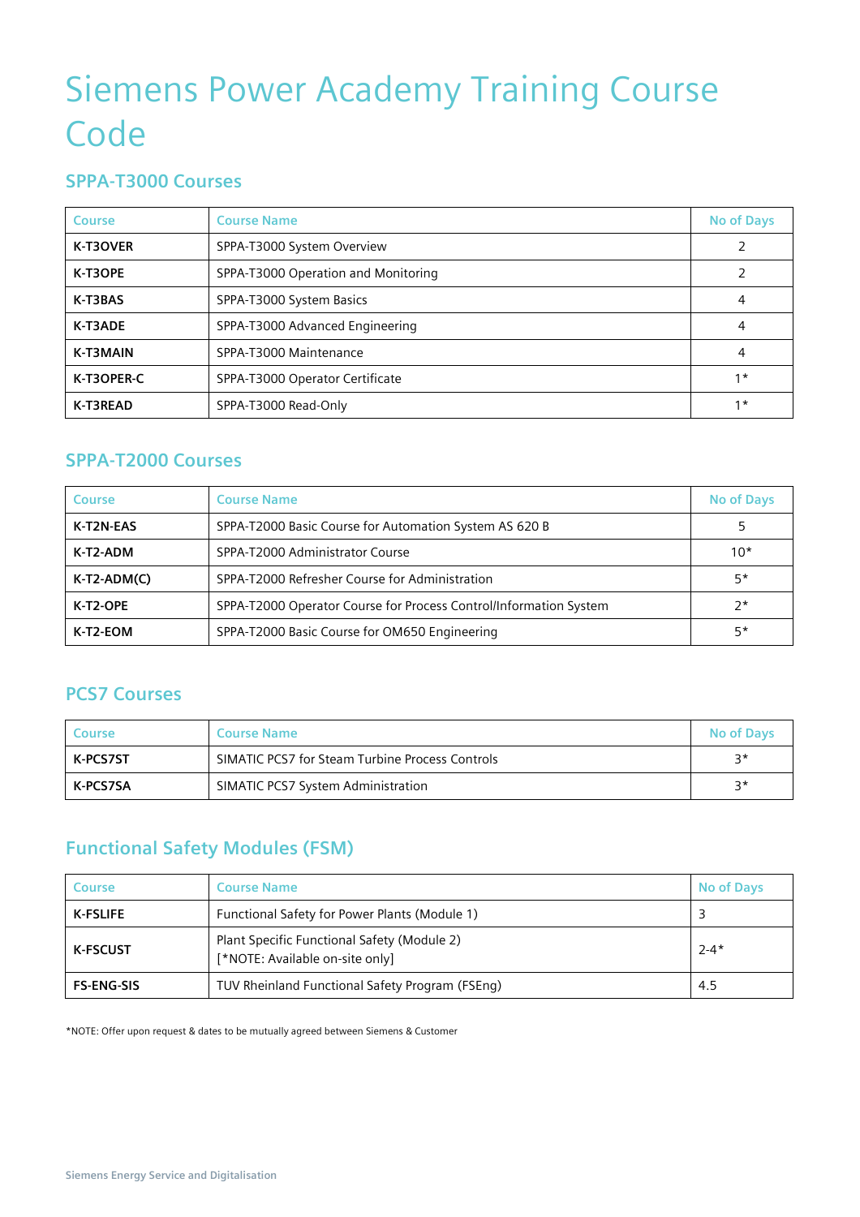# Siemens Power Academy Training Course Code

## SPPA-T3000 Courses

| Course | Course Name | No of Days |
|---|---|---|
| **K-T3OVER** | SPPA-T3000 System Overview | 2 |
| **K-T3OPE** | SPPA-T3000 Operation and Monitoring | 2 |
| **K-T3BAS** | SPPA-T3000 System Basics | 4 |
| **K-T3ADE** | SPPA-T3000 Advanced Engineering | 4 |
| **K-T3MAIN** | SPPA-T3000 Maintenance | 4 |
| **K-T3OPER-C** | SPPA-T3000 Operator Certificate | 1* |
| **K-T3READ** | SPPA-T3000 Read-Only | 1* |

## SPPA-T2000 Courses

| Course | Course Name | No of Days |
|---|---|---|
| **K-T2N-EAS** | SPPA-T2000 Basic Course for Automation System AS 620 B | 5 |
| **K-T2-ADM** | SPPA-T2000 Administrator Course | 10* |
| **K-T2-ADM(C)** | SPPA-T2000 Refresher Course for Administration | 5* |
| **K-T2-OPE** | SPPA-T2000 Operator Course for Process Control/Information System | 2* |
| **K-T2-EOM** | SPPA-T2000 Basic Course for OM650 Engineering | 5* |

## PCS7 Courses

| Course | Course Name | No of Days |
|---|---|---|
| **K-PCS7ST** | SIMATIC PCS7 for Steam Turbine Process Controls | 3* |
| **K-PCS7SA** | SIMATIC PCS7 System Administration | 3* |

## Functional Safety Modules (FSM)

| Course | Course Name | No of Days |
|---|---|---|
| **K-FSLIFE** | Functional Safety for Power Plants (Module 1) | 3 |
| **K-FSCUST** | Plant Specific Functional Safety (Module 2) [*NOTE: Available on-site only] | 2-4* |
| **FS-ENG-SIS** | TUV Rheinland Functional Safety Program (FSEng) | 4.5 |

*NOTE: Offer upon request & dates to be mutually agreed between Siemens & Customer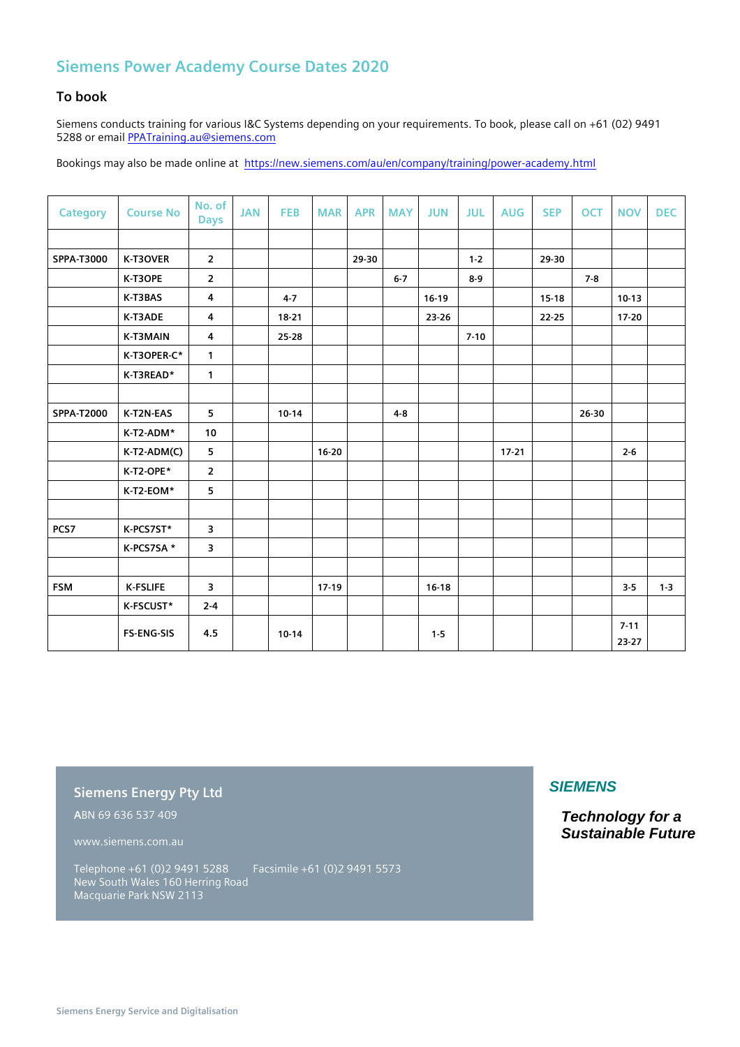## Siemens Power Academy Course Dates 2020

### To book

Siemens conducts training for various I&C Systems depending on your requirements. To book, please call on +61 (02) 9491 5288 or email [PPATraining.au@siemens.com](mailto:PPATraining.au@siemens.com)

Bookings may also be made online at [https://new.siemens.com/au/en/company/training/power-academy.html](https://new.siemens.com/au/en/company/training/power-academy.html)

| Category | Course No | No. of Days | JAN | FEB | MAR | APR | MAY | JUN | JUL | AUG | SEP | OCT | NOV | DEC |
|---|---|---|---|---|---|---|---|---|---|---|---|---|---|---|
| | | | | | | | | | | | | | | |
| SPPA-T3000 | K-T3OVER | 2 | | | | 29-30 | | | 1-2 | | 29-30 | | | |
| | K-T3OPE | 2 | | | | | 6-7 | | 8-9 | | | 7-8 | | |
| | K-T3BAS | 4 | | 4-7 | | | | 16-19 | | | 15-18 | | 10-13 | |
| | K-T3ADE | 4 | | 18-21 | | | | 23-26 | | | 22-25 | | 17-20 | |
| | K-T3MAIN | 4 | | 25-28 | | | | | 7-10 | | | | | |
| | K-T3OPER-C* | 1 | | | | | | | | | | | | |
| | K-T3READ* | 1 | | | | | | | | | | | | |
| | | | | | | | | | | | | | | |
| SPPA-T2000 | K-T2N-EAS | 5 | | 10-14 | | | 4-8 | | | | | 26-30 | | |
| | K-T2-ADM* | 10 | | | | | | | | | | | | |
| | K-T2-ADM(C) | 5 | | | 16-20 | | | | | 17-21 | | | 2-6 | |
| | K-T2-OPE* | 2 | | | | | | | | | | | | |
| | K-T2-EOM* | 5 | | | | | | | | | | | | |
| | | | | | | | | | | | | | | |
| PCS7 | K-PCS7ST* | 3 | | | | | | | | | | | | |
| | K-PCS7SA * | 3 | | | | | | | | | | | | |
| | | | | | | | | | | | | | | |
| FSM | K-FSLIFE | 3 | | | 17-19 | | | 16-18 | | | | | 3-5 | 1-3 |
| | K-FSCUST* | 2-4 | | | | | | | | | | | | |
| | FS-ENG-SIS | 4.5 | | 10-14 | | | | 1-5 | | | | | 7-11 23-27 | |

**Siemens Energy Pty Ltd**

ABN 69 636 537 409

www.siemens.com.au

Telephone +61 (0)2 9491 5288 Facsimile +61 (0)2 9491 5573
New South Wales 160 Herring Road
Macquarie Park NSW 2113

***SIEMENS***

***Technology for a Sustainable Future***

Siemens Energy Service and Digitalisation